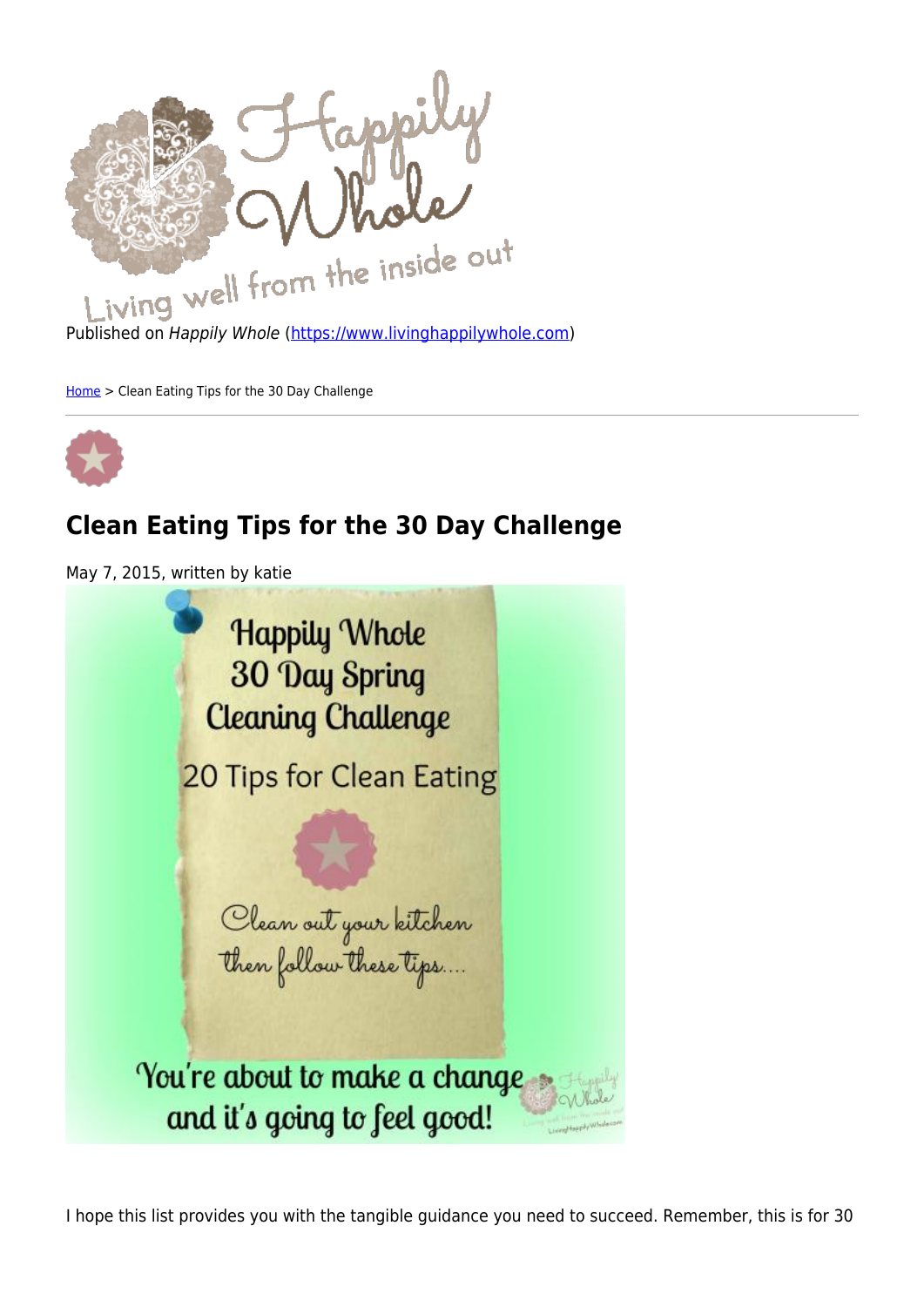Published on *Happily Whole* (https://www.livinghappilywhole.com)

Home > Clean Eating Tips for the 30 Day Challenge

# Clean Eating Tips for the 30 Day Challenge

May 7, 2015, written by katie

I hope this list provides you with the tangible guidance you need to succeed. Remember, this is for 30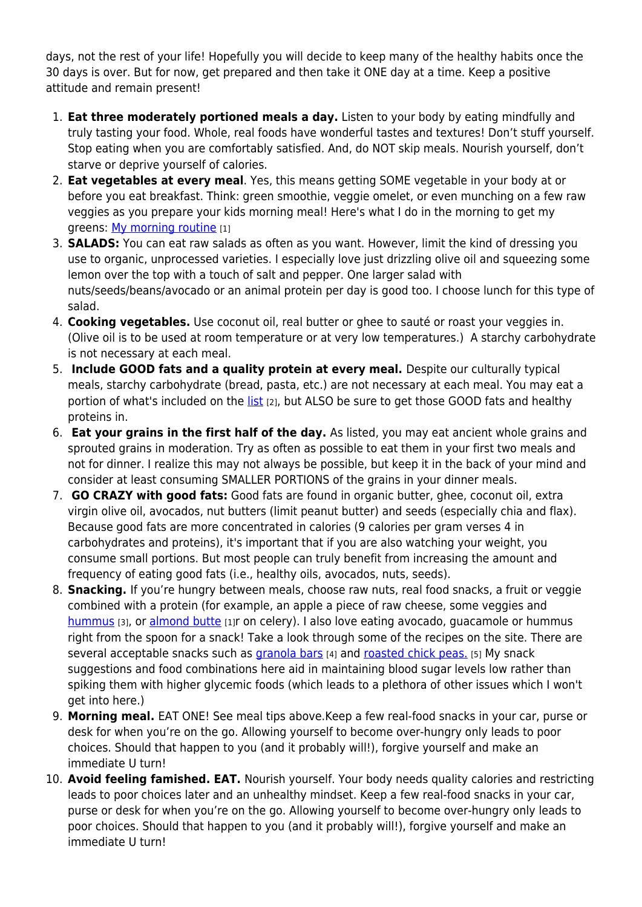days, not the rest of your life! Hopefully you will decide to keep many of the healthy habits once the 30 days is over. But for now, get prepared and then take it ONE day at a time. Keep a positive attitude and remain present!

1. **Eat three moderately portioned meals a day.** Listen to your body by eating mindfully and truly tasting your food. Whole, real foods have wonderful tastes and textures! Don't stuff yourself. Stop eating when you are comfortably satisfied. And, do NOT skip meals. Nourish yourself, don't starve or deprive yourself of calories.
2. **Eat vegetables at every meal**. Yes, this means getting SOME vegetable in your body at or before you eat breakfast. Think: green smoothie, veggie omelet, or even munching on a few raw veggies as you prepare your kids morning meal! Here's what I do in the morning to get my greens: My morning routine [1]
3. **SALADS:** You can eat raw salads as often as you want. However, limit the kind of dressing you use to organic, unprocessed varieties. I especially love just drizzling olive oil and squeezing some lemon over the top with a touch of salt and pepper. One larger salad with nuts/seeds/beans/avocado or an animal protein per day is good too. I choose lunch for this type of salad.
4. **Cooking vegetables.** Use coconut oil, real butter or ghee to sauté or roast your veggies in. (Olive oil is to be used at room temperature or at very low temperatures.) A starchy carbohydrate is not necessary at each meal.
5. **Include GOOD fats and a quality protein at every meal.** Despite our culturally typical meals, starchy carbohydrate (bread, pasta, etc.) are not necessary at each meal. You may eat a portion of what's included on the list [2], but ALSO be sure to get those GOOD fats and healthy proteins in.
6. **Eat your grains in the first half of the day.** As listed, you may eat ancient whole grains and sprouted grains in moderation. Try as often as possible to eat them in your first two meals and not for dinner. I realize this may not always be possible, but keep it in the back of your mind and consider at least consuming SMALLER PORTIONS of the grains in your dinner meals.
7. **GO CRAZY with good fats:** Good fats are found in organic butter, ghee, coconut oil, extra virgin olive oil, avocados, nut butters (limit peanut butter) and seeds (especially chia and flax). Because good fats are more concentrated in calories (9 calories per gram verses 4 in carbohydrates and proteins), it's important that if you are also watching your weight, you consume small portions. But most people can truly benefit from increasing the amount and frequency of eating good fats (i.e., healthy oils, avocados, nuts, seeds).
8. **Snacking.** If you're hungry between meals, choose raw nuts, real food snacks, a fruit or veggie combined with a protein (for example, an apple a piece of raw cheese, some veggies and hummus [3], or almond butte [1]r on celery). I also love eating avocado, guacamole or hummus right from the spoon for a snack! Take a look through some of the recipes on the site. There are several acceptable snacks such as granola bars [4] and roasted chick peas. [5] My snack suggestions and food combinations here aid in maintaining blood sugar levels low rather than spiking them with higher glycemic foods (which leads to a plethora of other issues which I won't get into here.)
9. **Morning meal.** EAT ONE! See meal tips above.Keep a few real-food snacks in your car, purse or desk for when you're on the go. Allowing yourself to become over-hungry only leads to poor choices. Should that happen to you (and it probably will!), forgive yourself and make an immediate U turn!
10. **Avoid feeling famished. EAT.** Nourish yourself. Your body needs quality calories and restricting leads to poor choices later and an unhealthy mindset. Keep a few real-food snacks in your car, purse or desk for when you're on the go. Allowing yourself to become over-hungry only leads to poor choices. Should that happen to you (and it probably will!), forgive yourself and make an immediate U turn!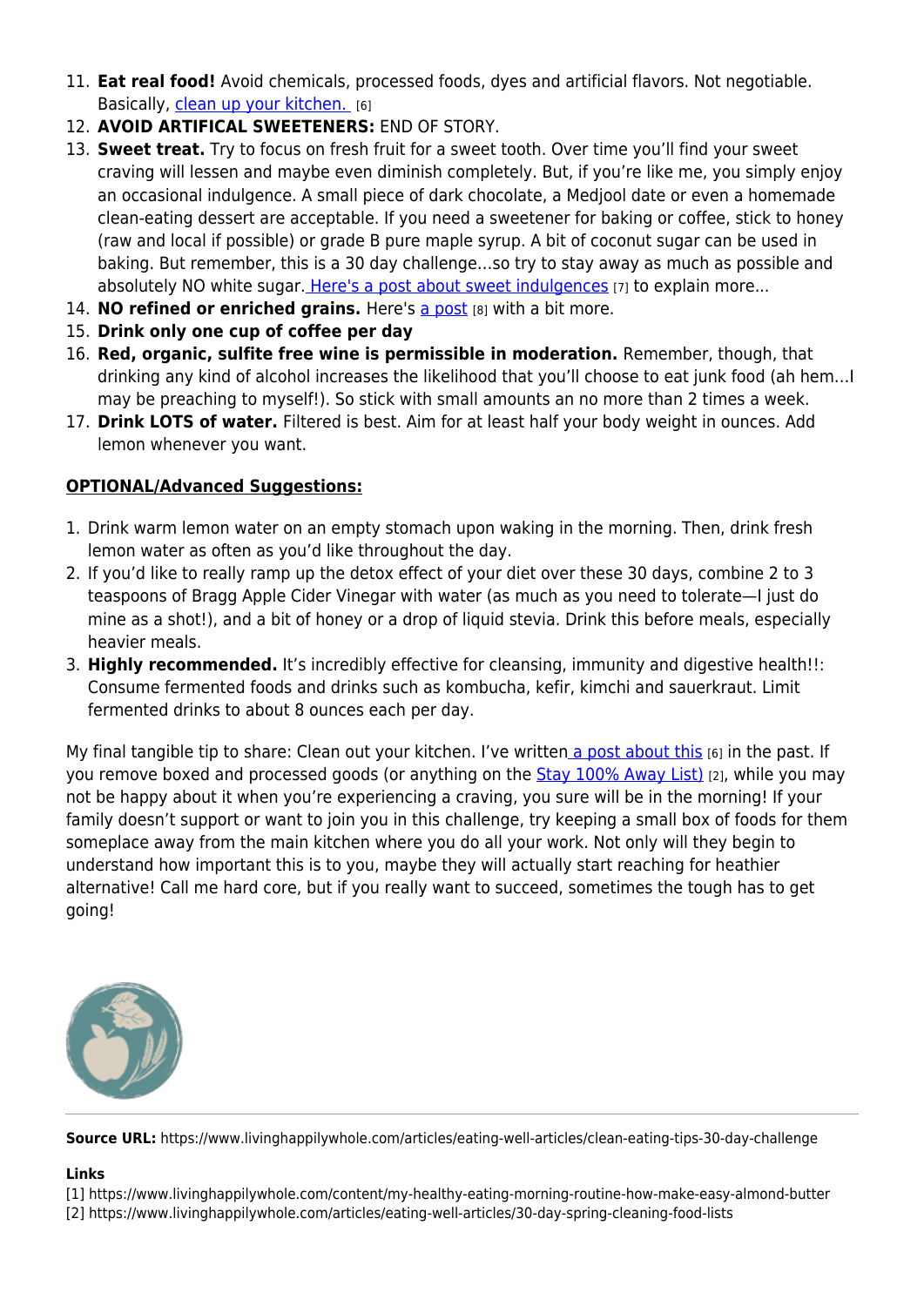11. **Eat real food!** Avoid chemicals, processed foods, dyes and artificial flavors. Not negotiable. Basically, clean up your kitchen. [6]
12. **AVOID ARTIFICAL SWEETENERS:** END OF STORY.
13. **Sweet treat.** Try to focus on fresh fruit for a sweet tooth. Over time you'll find your sweet craving will lessen and maybe even diminish completely. But, if you're like me, you simply enjoy an occasional indulgence. A small piece of dark chocolate, a Medjool date or even a homemade clean-eating dessert are acceptable. If you need a sweetener for baking or coffee, stick to honey (raw and local if possible) or grade B pure maple syrup. A bit of coconut sugar can be used in baking. But remember, this is a 30 day challenge...so try to stay away as much as possible and absolutely NO white sugar. Here's a post about sweet indulgences [7] to explain more...
14. **NO refined or enriched grains.** Here's a post [8] with a bit more.
15. **Drink only one cup of coffee per day**
16. **Red, organic, sulfite free wine is permissible in moderation.** Remember, though, that drinking any kind of alcohol increases the likelihood that you'll choose to eat junk food (ah hem...I may be preaching to myself!). So stick with small amounts an no more than 2 times a week.
17. **Drink LOTS of water.** Filtered is best. Aim for at least half your body weight in ounces. Add lemon whenever you want.

**OPTIONAL/Advanced Suggestions:**

1. Drink warm lemon water on an empty stomach upon waking in the morning. Then, drink fresh lemon water as often as you'd like throughout the day.
2. If you'd like to really ramp up the detox effect of your diet over these 30 days, combine 2 to 3 teaspoons of Bragg Apple Cider Vinegar with water (as much as you need to tolerate—I just do mine as a shot!), and a bit of honey or a drop of liquid stevia. Drink this before meals, especially heavier meals.
3. **Highly recommended.** It's incredibly effective for cleansing, immunity and digestive health!!: Consume fermented foods and drinks such as kombucha, kefir, kimchi and sauerkraut. Limit fermented drinks to about 8 ounces each per day.

My final tangible tip to share: Clean out your kitchen. I've written a post about this [6] in the past. If you remove boxed and processed goods (or anything on the Stay 100% Away List) [2], while you may not be happy about it when you're experiencing a craving, you sure will be in the morning! If your family doesn't support or want to join you in this challenge, try keeping a small box of foods for them someplace away from the main kitchen where you do all your work. Not only will they begin to understand how important this is to you, maybe they will actually start reaching for heathier alternative! Call me hard core, but if you really want to succeed, sometimes the tough has to get going!

**Source URL:** https://www.livinghappilywhole.com/articles/eating-well-articles/clean-eating-tips-30-day-challenge

**Links**
[1] https://www.livinghappilywhole.com/content/my-healthy-eating-morning-routine-how-make-easy-almond-butter
[2] https://www.livinghappilywhole.com/articles/eating-well-articles/30-day-spring-cleaning-food-lists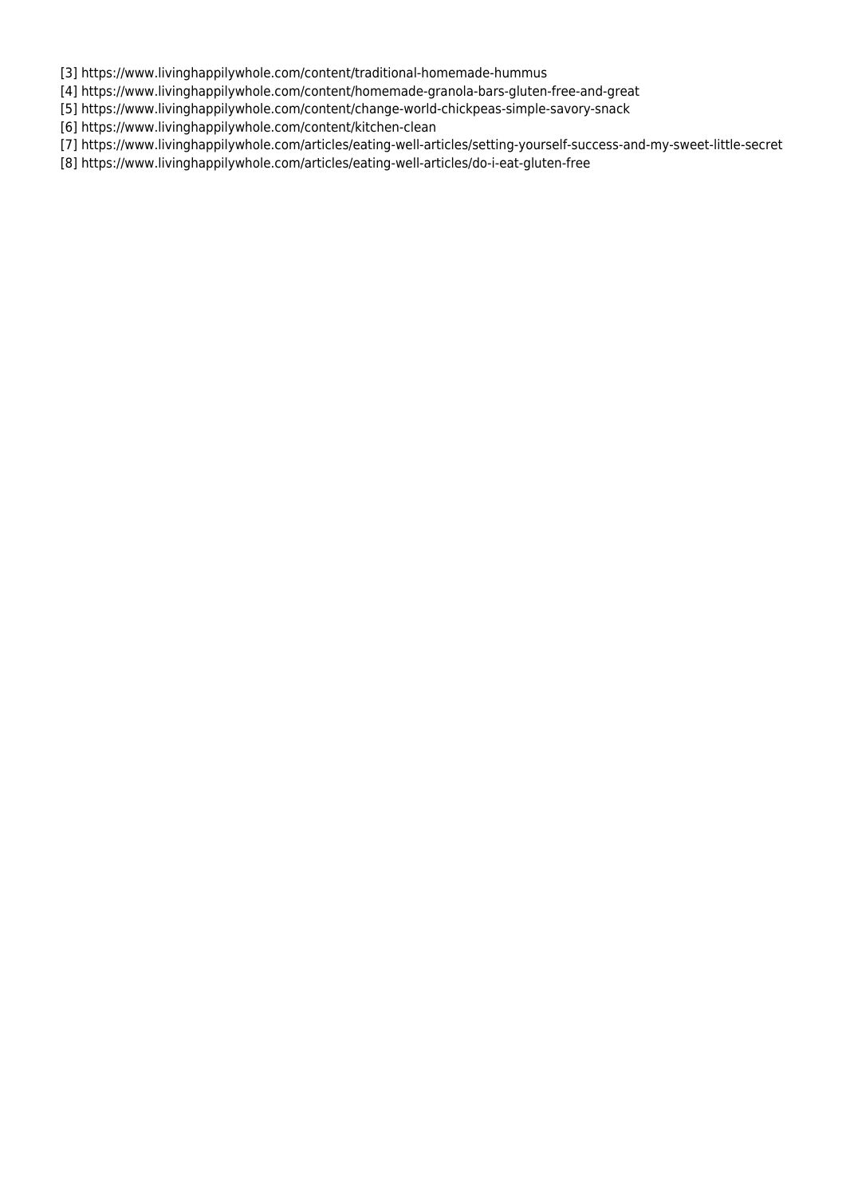[3] https://www.livinghappilywhole.com/content/traditional-homemade-hummus
[4] https://www.livinghappilywhole.com/content/homemade-granola-bars-gluten-free-and-great
[5] https://www.livinghappilywhole.com/content/change-world-chickpeas-simple-savory-snack
[6] https://www.livinghappilywhole.com/content/kitchen-clean
[7] https://www.livinghappilywhole.com/articles/eating-well-articles/setting-yourself-success-and-my-sweet-little-secret
[8] https://www.livinghappilywhole.com/articles/eating-well-articles/do-i-eat-gluten-free